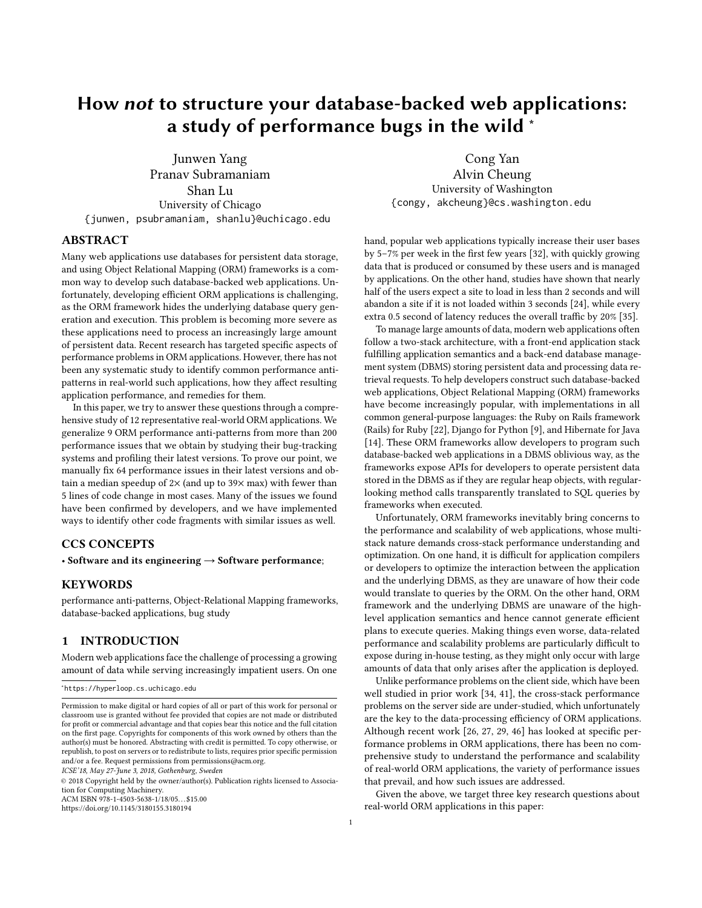# How *not* to structure your database-backed web applications: a study of performance bugs in the wild [*]

Junwen Yang
Pranav Subramaniam
Shan Lu
University of Chicago
{junwen, psubramaniam, shanlu}@uchicago.edu

Cong Yan
Alvin Cheung
University of Washington
{congy, akcheung}@cs.washington.edu

## ABSTRACT

Many web applications use databases for persistent data storage, and using Object Relational Mapping (ORM) frameworks is a common way to develop such database-backed web applications. Unfortunately, developing efficient ORM applications is challenging, as the ORM framework hides the underlying database query generation and execution. This problem is becoming more severe as these applications need to process an increasingly large amount of persistent data. Recent research has targeted specific aspects of performance problems in ORM applications. However, there has not been any systematic study to identify common performance anti-patterns in real-world such applications, how they affect resulting application performance, and remedies for them.

In this paper, we try to answer these questions through a comprehensive study of 12 representative real-world ORM applications. We generalize 9 ORM performance anti-patterns from more than 200 performance issues that we obtain by studying their bug-tracking systems and profiling their latest versions. To prove our point, we manually fix 64 performance issues in their latest versions and obtain a median speedup of 2× (and up to 39× max) with fewer than 5 lines of code change in most cases. Many of the issues we found have been confirmed by developers, and we have implemented ways to identify other code fragments with similar issues as well.

## CCS CONCEPTS

• **Software and its engineering → Software performance**;

## KEYWORDS

performance anti-patterns, Object-Relational Mapping frameworks, database-backed applications, bug study

## 1 INTRODUCTION

Modern web applications face the challenge of processing a growing amount of data while serving increasingly impatient users. On one hand, popular web applications typically increase their user bases by 5–7% per week in the first few years [32], with quickly growing data that is produced or consumed by these users and is managed by applications. On the other hand, studies have shown that nearly half of the users expect a site to load in less than 2 seconds and will abandon a site if it is not loaded within 3 seconds [24], while every extra 0.5 second of latency reduces the overall traffic by 20% [35].

To manage large amounts of data, modern web applications often follow a two-stack architecture, with a front-end application stack fulfilling application semantics and a back-end database management system (DBMS) storing persistent data and processing data retrieval requests. To help developers construct such database-backed web applications, Object Relational Mapping (ORM) frameworks have become increasingly popular, with implementations in all common general-purpose languages: the Ruby on Rails framework (Rails) for Ruby [22], Django for Python [9], and Hibernate for Java [14]. These ORM frameworks allow developers to program such database-backed web applications in a DBMS oblivious way, as the frameworks expose APIs for developers to operate persistent data stored in the DBMS as if they are regular heap objects, with regular-looking method calls transparently translated to SQL queries by frameworks when executed.

Unfortunately, ORM frameworks inevitably bring concerns to the performance and scalability of web applications, whose multi-stack nature demands cross-stack performance understanding and optimization. On one hand, it is difficult for application compilers or developers to optimize the interaction between the application and the underlying DBMS, as they are unaware of how their code would translate to queries by the ORM. On the other hand, ORM framework and the underlying DBMS are unaware of the high-level application semantics and hence cannot generate efficient plans to execute queries. Making things even worse, data-related performance and scalability problems are particularly difficult to expose during in-house testing, as they might only occur with large amounts of data that only arises after the application is deployed.

Unlike performance problems on the client side, which have been well studied in prior work [34, 41], the cross-stack performance problems on the server side are under-studied, which unfortunately are the key to the data-processing efficiency of ORM applications. Although recent work [26, 27, 29, 46] has looked at specific performance problems in ORM applications, there has been no comprehensive study to understand the performance and scalability of real-world ORM applications, the variety of performance issues that prevail, and how such issues are addressed.

Given the above, we target three key research questions about real-world ORM applications in this paper:

[*] https://hyperloop.cs.uchicago.edu

Permission to make digital or hard copies of all or part of this work for personal or classroom use is granted without fee provided that copies are not made or distributed for profit or commercial advantage and that copies bear this notice and the full citation on the first page. Copyrights for components of this work owned by others than the author(s) must be honored. Abstracting with credit is permitted. To copy otherwise, or republish, to post on servers or to redistribute to lists, requires prior specific permission and/or a fee. Request permissions from permissions@acm.org.
*ICSE'18, May 27-June 3, 2018, Gothenburg, Sweden*
© 2018 Copyright held by the owner/author(s). Publication rights licensed to Association for Computing Machinery.
ACM ISBN 978-1-4503-5638-1/18/05…$15.00
https://doi.org/10.1145/3180155.3180194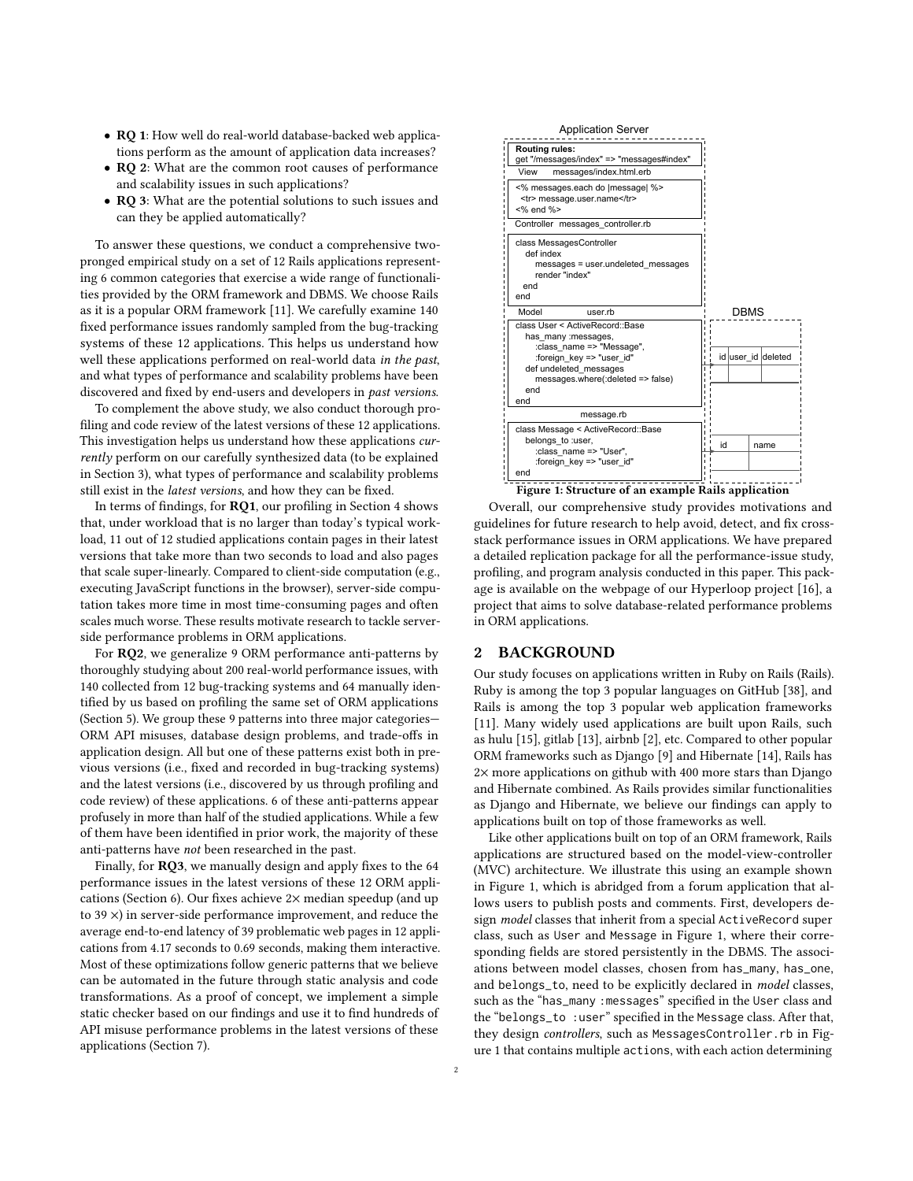- **RQ 1**: How well do real-world database-backed web applications perform as the amount of application data increases?
- **RQ 2**: What are the common root causes of performance and scalability issues in such applications?
- **RQ 3**: What are the potential solutions to such issues and can they be applied automatically?

To answer these questions, we conduct a comprehensive two-pronged empirical study on a set of 12 Rails applications representing 6 common categories that exercise a wide range of functionalities provided by the ORM framework and DBMS. We choose Rails as it is a popular ORM framework [11]. We carefully examine 140 fixed performance issues randomly sampled from the bug-tracking systems of these 12 applications. This helps us understand how well these applications performed on real-world data *in the past*, and what types of performance and scalability problems have been discovered and fixed by end-users and developers in *past versions*.

To complement the above study, we also conduct thorough profiling and code review of the latest versions of these 12 applications. This investigation helps us understand how these applications *currently* perform on our carefully synthesized data (to be explained in Section 3), what types of performance and scalability problems still exist in the *latest versions*, and how they can be fixed.

In terms of findings, for **RQ1**, our profiling in Section 4 shows that, under workload that is no larger than today's typical workload, 11 out of 12 studied applications contain pages in their latest versions that take more than two seconds to load and also pages that scale super-linearly. Compared to client-side computation (e.g., executing JavaScript functions in the browser), server-side computation takes more time in most time-consuming pages and often scales much worse. These results motivate research to tackle server-side performance problems in ORM applications.

For **RQ2**, we generalize 9 ORM performance anti-patterns by thoroughly studying about 200 real-world performance issues, with 140 collected from 12 bug-tracking systems and 64 manually identified by us based on profiling the same set of ORM applications (Section 5). We group these 9 patterns into three major categories—ORM API misuses, database design problems, and trade-offs in application design. All but one of these patterns exist both in previous versions (i.e., fixed and recorded in bug-tracking systems) and the latest versions (i.e., discovered by us through profiling and code review) of these applications. 6 of these anti-patterns appear profusely in more than half of the studied applications. While a few of them have been identified in prior work, the majority of these anti-patterns have *not* been researched in the past.

Finally, for **RQ3**, we manually design and apply fixes to the 64 performance issues in the latest versions of these 12 ORM applications (Section 6). Our fixes achieve 2× median speedup (and up to 39 ×) in server-side performance improvement, and reduce the average end-to-end latency of 39 problematic web pages in 12 applications from 4.17 seconds to 0.69 seconds, making them interactive. Most of these optimizations follow generic patterns that we believe can be automated in the future through static analysis and code transformations. As a proof of concept, we implement a simple static checker based on our findings and use it to find hundreds of API misuse performance problems in the latest versions of these applications (Section 7).

Application Server

Routing rules:
```
get "/messages/index" => "messages#index"
```

View messages/index.html.erb
```
<% messages.each do |message| %>
  <tr> message.user.name</tr>
<% end %>
```

Controller messages_controller.rb
```
class MessagesController
  def index
    messages = user.undeleted_messages
    render "index"
  end
end
```

Model user.rb
```
class User < ActiveRecord::Base
  has_many :messages,
    :class_name => "Message",
    :foreign_key => "user_id"
  def undeleted_messages
    messages.where(:deleted => false)
  end
end
```

message.rb
```
class Message < ActiveRecord::Base
  belongs_to :user,
    :class_name => "User",
    :foreign_key => "user_id"
end
```

DBMS

| id | user_id | deleted |
|---|---|---|

| id | name |
|---|---|

**Figure 1: Structure of an example Rails application**

Overall, our comprehensive study provides motivations and guidelines for future research to help avoid, detect, and fix cross-stack performance issues in ORM applications. We have prepared a detailed replication package for all the performance-issue study, profiling, and program analysis conducted in this paper. This package is available on the webpage of our Hyperloop project [16], a project that aims to solve database-related performance problems in ORM applications.

## 2 BACKGROUND

Our study focuses on applications written in Ruby on Rails (Rails). Ruby is among the top 3 popular languages on GitHub [38], and Rails is among the top 3 popular web application frameworks [11]. Many widely used applications are built upon Rails, such as hulu [15], gitlab [13], airbnb [2], etc. Compared to other popular ORM frameworks such as Django [9] and Hibernate [14], Rails has 2× more applications on github with 400 more stars than Django and Hibernate combined. As Rails provides similar functionalities as Django and Hibernate, we believe our findings can apply to applications built on top of those frameworks as well.

Like other applications built on top of an ORM framework, Rails applications are structured based on the model-view-controller (MVC) architecture. We illustrate this using an example shown in Figure 1, which is abridged from a forum application that allows users to publish posts and comments. First, developers design *model* classes that inherit from a special `ActiveRecord` super class, such as `User` and `Message` in Figure 1, where their corresponding fields are stored persistently in the DBMS. The associations between model classes, chosen from `has_many`, `has_one`, and `belongs_to`, need to be explicitly declared in *model* classes, such as the "`has_many :messages`" specified in the User class and the "`belongs_to :user`" specified in the `Message` class. After that, they design *controllers*, such as `MessagesController.rb` in Figure 1 that contains multiple `actions`, with each action determining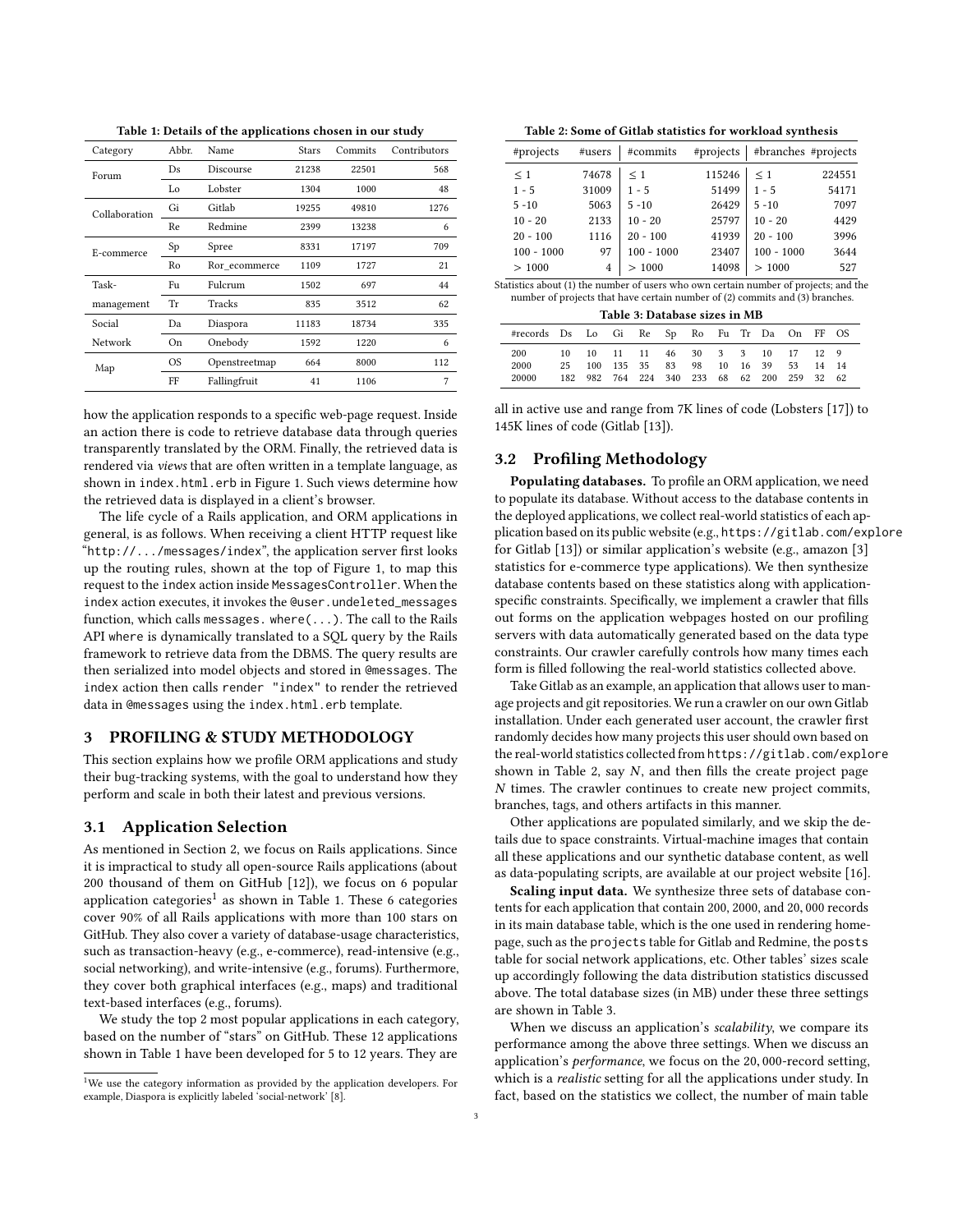**Table 1: Details of the applications chosen in our study**

| Category | Abbr. | Name | Stars | Commits | Contributors |
|---|---|---|---|---|---|
| Forum | Ds | Discourse | 21238 | 22501 | 568 |
| | Lo | Lobster | 1304 | 1000 | 48 |
| Collaboration | Gi | Gitlab | 19255 | 49810 | 1276 |
| | Re | Redmine | 2399 | 13238 | 6 |
| E-commerce | Sp | Spree | 8331 | 17197 | 709 |
| | Ro | Ror_ecommerce | 1109 | 1727 | 21 |
| Task-management | Fu | Fulcrum | 1502 | 697 | 44 |
| | Tr | Tracks | 835 | 3512 | 62 |
| Social Network | Da | Diaspora | 11183 | 18734 | 335 |
| | On | Onebody | 1592 | 1220 | 6 |
| Map | OS | Openstreetmap | 664 | 8000 | 112 |
| | FF | Fallingfruit | 41 | 1106 | 7 |

**Table 2: Some of Gitlab statistics for workload synthesis**

| #projects | #users | #commits | #projects | #branches | #projects |
|---|---|---|---|---|---|
| ≤ 1 | 74678 | ≤ 1 | 115246 | ≤ 1 | 224551 |
| 1 - 5 | 31009 | 1 - 5 | 51499 | 1 - 5 | 54171 |
| 5 -10 | 5063 | 5 -10 | 26429 | 5 -10 | 7097 |
| 10 - 20 | 2133 | 10 - 20 | 25797 | 10 - 20 | 4429 |
| 20 - 100 | 1116 | 20 - 100 | 41939 | 20 - 100 | 3996 |
| 100 - 1000 | 97 | 100 - 1000 | 23407 | 100 - 1000 | 3644 |
| > 1000 | 4 | > 1000 | 14098 | > 1000 | 527 |

Statistics about (1) the number of users who own certain number of projects; and the number of projects that have certain number of (2) commits and (3) branches.

**Table 3: Database sizes in MB**

| #records | Ds | Lo | Gi | Re | Sp | Ro | Fu | Tr | Da | On | FF | OS |
|---|---|---|---|---|---|---|---|---|---|---|---|---|
| 200 | 10 | 10 | 11 | 11 | 46 | 30 | 3 | 3 | 10 | 17 | 12 | 9 |
| 2000 | 25 | 100 | 135 | 35 | 83 | 98 | 10 | 16 | 39 | 53 | 14 | 14 |
| 20000 | 182 | 982 | 764 | 224 | 340 | 233 | 68 | 62 | 200 | 259 | 32 | 62 |

how the application responds to a specific web-page request. Inside an action there is code to retrieve database data through queries transparently translated by the ORM. Finally, the retrieved data is rendered via *views* that are often written in a template language, as shown in `index.html.erb` in Figure 1. Such views determine how the retrieved data is displayed in a client's browser.

The life cycle of a Rails application, and ORM applications in general, is as follows. When receiving a client HTTP request like "`http://.../messages/index`", the application server first looks up the routing rules, shown at the top of Figure 1, to map this request to the `index` action inside `MessagesController`. When the `index` action executes, it invokes the `@user.undeleted_messages` function, which calls `messages. where(...)`. The call to the Rails API `where` is dynamically translated to a SQL query by the Rails framework to retrieve data from the DBMS. The query results are then serialized into model objects and stored in `@messages`. The `index` action then calls `render "index"` to render the retrieved data in `@messages` using the `index.html.erb` template.

## 3 PROFILING & STUDY METHODOLOGY

This section explains how we profile ORM applications and study their bug-tracking systems, with the goal to understand how they perform and scale in both their latest and previous versions.

### 3.1 Application Selection

As mentioned in Section 2, we focus on Rails applications. Since it is impractical to study all open-source Rails applications (about 200 thousand of them on GitHub [12]), we focus on 6 popular application categories[1] as shown in Table 1. These 6 categories cover 90% of all Rails applications with more than 100 stars on GitHub. They also cover a variety of database-usage characteristics, such as transaction-heavy (e.g., e-commerce), read-intensive (e.g., social networking), and write-intensive (e.g., forums). Furthermore, they cover both graphical interfaces (e.g., maps) and traditional text-based interfaces (e.g., forums).

We study the top 2 most popular applications in each category, based on the number of "stars" on GitHub. These 12 applications shown in Table 1 have been developed for 5 to 12 years. They are all in active use and range from 7K lines of code (Lobsters [17]) to 145K lines of code (Gitlab [13]).

[1] We use the category information as provided by the application developers. For example, Diaspora is explicitly labeled 'social-network' [8].

### 3.2 Profiling Methodology

**Populating databases.** To profile an ORM application, we need to populate its database. Without access to the database contents in the deployed applications, we collect real-world statistics of each application based on its public website (e.g., `https://gitlab.com/explore` for Gitlab [13]) or similar application's website (e.g., amazon [3] statistics for e-commerce type applications). We then synthesize database contents based on these statistics along with application-specific constraints. Specifically, we implement a crawler that fills out forms on the application webpages hosted on our profiling servers with data automatically generated based on the data type constraints. Our crawler carefully controls how many times each form is filled following the real-world statistics collected above.

Take Gitlab as an example, an application that allows user to manage projects and git repositories. We run a crawler on our own Gitlab installation. Under each generated user account, the crawler first randomly decides how many projects this user should own based on the real-world statistics collected from `https://gitlab.com/explore` shown in Table 2, say $N$, and then fills the create project page $N$ times. The crawler continues to create new project commits, branches, tags, and others artifacts in this manner.

Other applications are populated similarly, and we skip the details due to space constraints. Virtual-machine images that contain all these applications and our synthetic database content, as well as data-populating scripts, are available at our project website [16].

**Scaling input data.** We synthesize three sets of database contents for each application that contain 200, 2000, and 20,000 records in its main database table, which is the one used in rendering homepage, such as the `projects` table for Gitlab and Redmine, the `posts` table for social network applications, etc. Other tables' sizes scale up accordingly following the data distribution statistics discussed above. The total database sizes (in MB) under these three settings are shown in Table 3.

When we discuss an application's *scalability*, we compare its performance among the above three settings. When we discuss an application's *performance*, we focus on the 20,000-record setting, which is a *realistic* setting for all the applications under study. In fact, based on the statistics we collect, the number of main table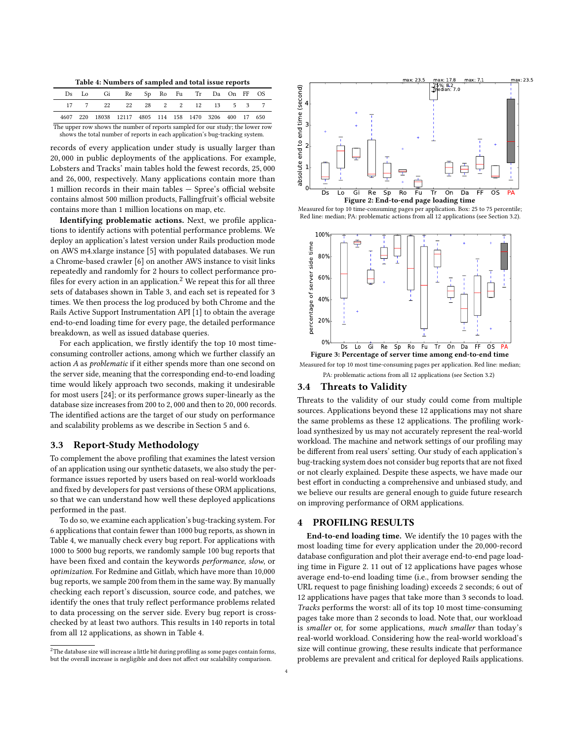**Table 4: Numbers of sampled and total issue reports**

| Ds | Lo | Gi | Re | Sp | Ro | Fu | Tr | Da | On | FF | OS |
|---|---|---|---|---|---|---|---|---|---|---|---|
| 17 | 7 | 22 | 22 | 28 | 2 | 2 | 12 | 13 | 5 | 3 | 7 |
| 4607 | 220 | 18038 | 12117 | 4805 | 114 | 158 | 1470 | 3206 | 400 | 17 | 650 |

The upper row shows the number of reports sampled for our study; the lower row shows the total number of reports in each application's bug-tracking system.

records of every application under study is usually larger than 20,000 in public deployments of the applications. For example, Lobsters and Tracks' main tables hold the fewest records, 25,000 and 26,000, respectively. Many applications contain more than 1 million records in their main tables — Spree's official website contains almost 500 million products, Fallingfruit's official website contains more than 1 million locations on map, etc.

**Identifying problematic actions.** Next, we profile applications to identify actions with potential performance problems. We deploy an application's latest version under Rails production mode on AWS m4.xlarge instance [5] with populated databases. We run a Chrome-based crawler [6] on another AWS instance to visit links repeatedly and randomly for 2 hours to collect performance profiles for every action in an application.[2] We repeat this for all three sets of databases shown in Table 3, and each set is repeated for 3 times. We then process the log produced by both Chrome and the Rails Active Support Instrumentation API [1] to obtain the average end-to-end loading time for every page, the detailed performance breakdown, as well as issued database queries.

For each application, we firstly identify the top 10 most time-consuming controller actions, among which we further classify an action *A* as *problematic* if it either spends more than one second on the server side, meaning that the corresponding end-to-end loading time would likely approach two seconds, making it undesirable for most users [24]; or its performance grows super-linearly as the database size increases from 200 to 2,000 and then to 20,000 records. The identified actions are the target of our study on performance and scalability problems as we describe in Section 5 and 6.

## 3.3 Report-Study Methodology

To complement the above profiling that examines the latest version of an application using our synthetic datasets, we also study the performance issues reported by users based on real-world workloads and fixed by developers for past versions of these ORM applications, so that we can understand how well these deployed applications performed in the past.

To do so, we examine each application's bug-tracking system. For 6 applications that contain fewer than 1000 bug reports, as shown in Table 4, we manually check every bug report. For applications with 1000 to 5000 bug reports, we randomly sample 100 bug reports that have been fixed and contain the keywords *performance*, *slow*, or *optimization*. For Redmine and Gitlab, which have more than 10,000 bug reports, we sample 200 from them in the same way. By manually checking each report's discussion, source code, and patches, we identify the ones that truly reflect performance problems related to data processing on the server side. Every bug report is cross-checked by at least two authors. This results in 140 reports in total from all 12 applications, as shown in Table 4.

[2] The database size will increase a little bit during profiling as some pages contain forms, but the overall increase is negligible and does not affect our scalability comparison.

**Figure 2: End-to-end page loading time**

Measured for top 10 time-consuming pages per application. Box: 25 to 75 percentile; Red line: median; PA: problematic actions from all 12 applications (see Section 3.2).

**Figure 3: Percentage of server time among end-to-end time**

Measured for top 10 most time-consuming pages per application. Red line: median; PA: problematic actions from all 12 applications (see Section 3.2)

## 3.4 Threats to Validity

Threats to the validity of our study could come from multiple sources. Applications beyond these 12 applications may not share the same problems as these 12 applications. The profiling workload synthesized by us may not accurately represent the real-world workload. The machine and network settings of our profiling may be different from real users' setting. Our study of each application's bug-tracking system does not consider bug reports that are not fixed or not clearly explained. Despite these aspects, we have made our best effort in conducting a comprehensive and unbiased study, and we believe our results are general enough to guide future research on improving performance of ORM applications.

# 4 PROFILING RESULTS

**End-to-end loading time.** We identify the 10 pages with the most loading time for every application under the 20,000-record database configuration and plot their average end-to-end page loading time in Figure 2. 11 out of 12 applications have pages whose average end-to-end loading time (i.e., from browser sending the URL request to page finishing loading) exceeds 2 seconds; 6 out of 12 applications have pages that take more than 3 seconds to load. *Tracks* performs the worst: all of its top 10 most time-consuming pages take more than 2 seconds to load. Note that, our workload is *smaller* or, for some applications, *much smaller* than today's real-world workload. Considering how the real-world workload's size will continue growing, these results indicate that performance problems are prevalent and critical for deployed Rails applications.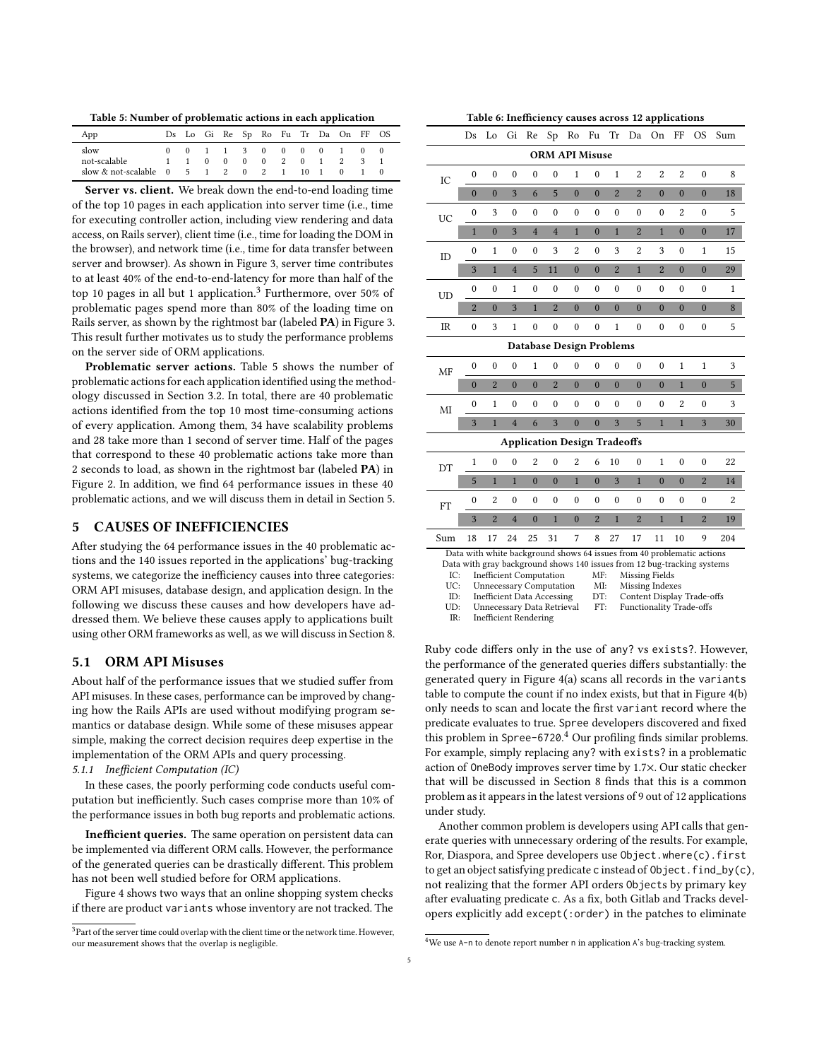**Table 5: Number of problematic actions in each application**

| App | Ds | Lo | Gi | Re | Sp | Ro | Fu | Tr | Da | On | FF | OS |
|---|---|---|---|---|---|---|---|---|---|---|---|---|
| slow | 0 | 0 | 1 | 1 | 3 | 0 | 0 | 0 | 0 | 1 | 0 | 0 |
| not-scalable | 1 | 1 | 0 | 0 | 0 | 0 | 2 | 0 | 1 | 2 | 3 | 1 |
| slow & not-scalable | 0 | 5 | 1 | 2 | 0 | 2 | 1 | 10 | 1 | 0 | 1 | 0 |

**Server vs. client.** We break down the end-to-end loading time of the top 10 pages in each application into server time (i.e., time for executing controller action, including view rendering and data access, on Rails server), client time (i.e., time for loading the DOM in the browser), and network time (i.e., time for data transfer between server and browser). As shown in Figure 3, server time contributes to at least 40% of the end-to-end-latency for more than half of the top 10 pages in all but 1 application.[3] Furthermore, over 50% of problematic pages spend more than 80% of the loading time on Rails server, as shown by the rightmost bar (labeled **PA**) in Figure 3. This result further motivates us to study the performance problems on the server side of ORM applications.

**Problematic server actions.** Table 5 shows the number of problematic actions for each application identified using the methodology discussed in Section 3.2. In total, there are 40 problematic actions identified from the top 10 most time-consuming actions of every application. Among them, 34 have scalability problems and 28 take more than 1 second of server time. Half of the pages that correspond to these 40 problematic actions take more than 2 seconds to load, as shown in the rightmost bar (labeled **PA**) in Figure 2. In addition, we find 64 performance issues in these 40 problematic actions, and we will discuss them in detail in Section 5.

## 5 CAUSES OF INEFFICIENCIES

After studying the 64 performance issues in the 40 problematic actions and the 140 issues reported in the applications' bug-tracking systems, we categorize the inefficiency causes into three categories: ORM API misuses, database design, and application design. In the following we discuss these causes and how developers have addressed them. We believe these causes apply to applications built using other ORM frameworks as well, as we will discuss in Section 8.

### 5.1 ORM API Misuses

About half of the performance issues that we studied suffer from API misuses. In these cases, performance can be improved by changing how the Rails APIs are used without modifying program semantics or database design. While some of these misuses appear simple, making the correct decision requires deep expertise in the implementation of the ORM APIs and query processing.

#### 5.1.1 *Inefficient Computation (IC)*

In these cases, the poorly performing code conducts useful computation but inefficiently. Such cases comprise more than 10% of the performance issues in both bug reports and problematic actions.

**Inefficient queries.** The same operation on persistent data can be implemented via different ORM calls. However, the performance of the generated queries can be drastically different. This problem has not been well studied before for ORM applications.

Figure 4 shows two ways that an online shopping system checks if there are product `variants` whose inventory are not tracked. The

[3] Part of the server time could overlap with the client time or the network time. However, our measurement shows that the overlap is negligible.

**Table 6: Inefficiency causes across 12 applications**

| | Ds | Lo | Gi | Re | Sp | Ro | Fu | Tr | Da | On | FF | OS | Sum |
|---|---|---|---|---|---|---|---|---|---|---|---|---|---|
| **ORM API Misuse** | | | | | | | | | | | | | |
| IC | 0 | 0 | 0 | 0 | 0 | 1 | 0 | 1 | 2 | 2 | 2 | 0 | 8 |
| | 0 | 0 | 3 | 6 | 5 | 0 | 0 | 2 | 2 | 0 | 0 | 0 | 18 |
| UC | 0 | 3 | 0 | 0 | 0 | 0 | 0 | 0 | 0 | 0 | 2 | 0 | 5 |
| | 1 | 0 | 3 | 4 | 4 | 1 | 0 | 1 | 2 | 1 | 0 | 0 | 17 |
| ID | 0 | 1 | 0 | 0 | 3 | 2 | 0 | 3 | 2 | 3 | 0 | 1 | 15 |
| | 3 | 1 | 4 | 5 | 11 | 0 | 0 | 2 | 1 | 2 | 0 | 0 | 29 |
| UD | 0 | 0 | 1 | 0 | 0 | 0 | 0 | 0 | 0 | 0 | 0 | 0 | 1 |
| | 2 | 0 | 3 | 1 | 2 | 0 | 0 | 0 | 0 | 0 | 0 | 0 | 8 |
| IR | 0 | 3 | 1 | 0 | 0 | 0 | 0 | 1 | 0 | 0 | 0 | 0 | 5 |
| **Database Design Problems** | | | | | | | | | | | | | |
| MF | 0 | 0 | 0 | 1 | 0 | 0 | 0 | 0 | 0 | 0 | 1 | 1 | 3 |
| | 0 | 2 | 0 | 0 | 2 | 0 | 0 | 0 | 0 | 0 | 1 | 0 | 5 |
| MI | 0 | 1 | 0 | 0 | 0 | 0 | 0 | 0 | 0 | 0 | 2 | 0 | 3 |
| | 3 | 1 | 4 | 6 | 3 | 0 | 0 | 3 | 5 | 1 | 1 | 3 | 30 |
| **Application Design Tradeoffs** | | | | | | | | | | | | | |
| DT | 1 | 0 | 0 | 2 | 0 | 2 | 6 | 10 | 0 | 1 | 0 | 0 | 22 |
| | 5 | 1 | 1 | 0 | 0 | 1 | 0 | 3 | 1 | 0 | 0 | 2 | 14 |
| FT | 0 | 2 | 0 | 0 | 0 | 0 | 0 | 0 | 0 | 0 | 0 | 0 | 2 |
| | 3 | 2 | 4 | 0 | 1 | 0 | 2 | 1 | 2 | 1 | 1 | 2 | 19 |
| Sum | 18 | 17 | 24 | 25 | 31 | 7 | 8 | 27 | 17 | 11 | 10 | 9 | 204 |

Data with white background shows 64 issues from 40 problematic actions
Data with gray background shows 140 issues from 12 bug-tracking systems

IC: Inefficient Computation; UC: Unnecessary Computation; ID: Inefficient Data Accessing; UD: Unnecessary Data Retrieval; IR: Inefficient Rendering; MF: Missing Fields; MI: Missing Indexes; DT: Content Display Trade-offs; FT: Functionality Trade-offs

Ruby code differs only in the use of `any?` vs `exists?`. However, the performance of the generated queries differs substantially: the generated query in Figure 4(a) scans all records in the `variants` table to compute the count if no index exists, but that in Figure 4(b) only needs to scan and locate the first `variant` record where the predicate evaluates to true. `Spree` developers discovered and fixed this problem in `Spree-6720`.[4] Our profiling finds similar problems. For example, simply replacing `any?` with `exists?` in a problematic action of `OneBody` improves server time by 1.7×. Our static checker that will be discussed in Section 8 finds that this is a common problem as it appears in the latest versions of 9 out of 12 applications under study.

Another common problem is developers using API calls that generate queries with unnecessary ordering of the results. For example, Ror, Diaspora, and Spree developers use `Object.where(c).first` to get an object satisfying predicate `c` instead of `Object.find_by(c)`, not realizing that the former API orders `Objects` by primary key after evaluating predicate `c`. As a fix, both Gitlab and Tracks developers explicitly add `except(:order)` in the patches to eliminate

[4] We use `A-n` to denote report number `n` in application `A`'s bug-tracking system.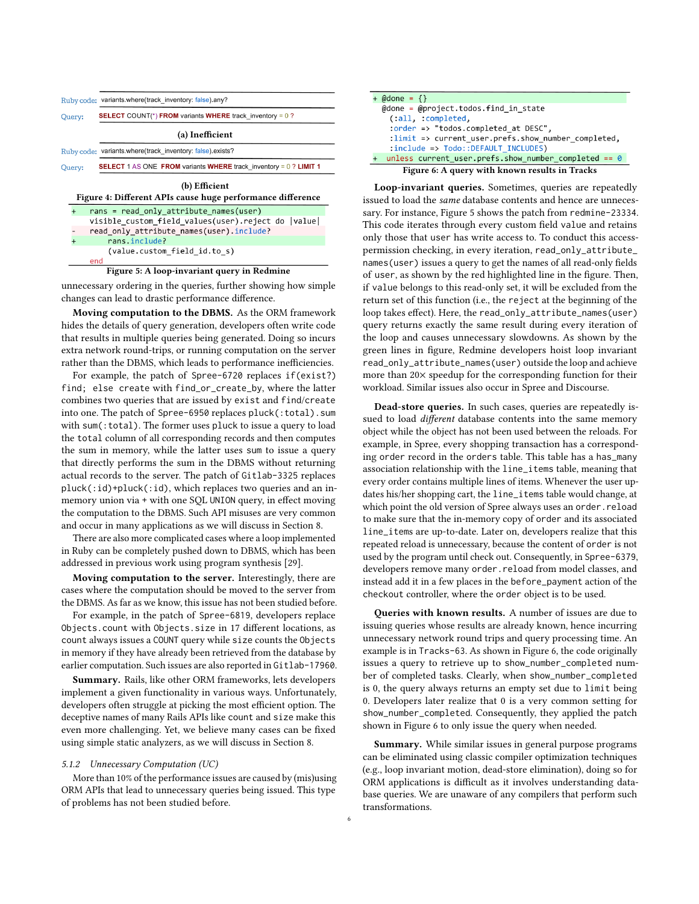| | |
|---|---|
| Ruby code: | variants.where(track_inventory: false).any? |
| Query: | SELECT COUNT(*) FROM variants WHERE track_inventory = 0 ? |

(a) Inefficient

| | |
|---|---|
| Ruby code: | variants.where(track_inventory: false).exists? |
| Query: | SELECT 1 AS ONE FROM variants WHERE track_inventory = 0 ? LIMIT 1 |

(b) Efficient

**Figure 4: Different APIs cause huge performance difference**

```
+   rans = read_only_attribute_names(user)
    visible_custom_field_values(user).reject do |value|
-   read_only_attribute_names(user).include?
+       rans.include?
        (value.custom_field_id.to_s)
    end
```

**Figure 5: A loop-invariant query in Redmine**

unnecessary ordering in the queries, further showing how simple changes can lead to drastic performance difference.

**Moving computation to the DBMS.** As the ORM framework hides the details of query generation, developers often write code that results in multiple queries being generated. Doing so incurs extra network round-trips, or running computation on the server rather than the DBMS, which leads to performance inefficiencies.

For example, the patch of Spree-6720 replaces `if(exist?) find; else create` with `find_or_create_by`, where the latter combines two queries that are issued by `exist` and `find/create` into one. The patch of Spree-6950 replaces `pluck(:total).sum` with `sum(:total)`. The former uses `pluck` to issue a query to load the `total` column of all corresponding records and then computes the sum in memory, while the latter uses `sum` to issue a query that directly performs the sum in the DBMS without returning actual records to the server. The patch of Gitlab-3325 replaces `pluck(:id)+pluck(:id)`, which replaces two queries and an in-memory union via `+` with one SQL `UNION` query, in effect moving the computation to the DBMS. Such API misuses are very common and occur in many applications as we will discuss in Section 8.

There are also more complicated cases where a loop implemented in Ruby can be completely pushed down to DBMS, which has been addressed in previous work using program synthesis [29].

**Moving computation to the server.** Interestingly, there are cases where the computation should be moved to the server from the DBMS. As far as we know, this issue has not been studied before.

For example, in the patch of Spree-6819, developers replace `Objects.count` with `Objects.size` in 17 different locations, as `count` always issues a `COUNT` query while `size` counts the `Objects` in memory if they have already been retrieved from the database by earlier computation. Such issues are also reported in Gitlab-17960.

**Summary.** Rails, like other ORM frameworks, lets developers implement a given functionality in various ways. Unfortunately, developers often struggle at picking the most efficient option. The deceptive names of many Rails APIs like `count` and `size` make this even more challenging. Yet, we believe many cases can be fixed using simple static analyzers, as we will discuss in Section 8.

### 5.1.2 *Unnecessary Computation (UC)*

More than 10% of the performance issues are caused by (mis)using ORM APIs that lead to unnecessary queries being issued. This type of problems has not been studied before.

```
+ @done = {}
  @done = @project.todos.find_in_state
    (:all, :completed,
    :order => "todos.completed_at DESC",
    :limit => current_user.prefs.show_number_completed,
    :include => Todo::DEFAULT_INCLUDES)
+  unless current_user.prefs.show_number_completed == 0
```

**Figure 6: A query with known results in Tracks**

**Loop-invariant queries.** Sometimes, queries are repeatedly issued to load the *same* database contents and hence are unnecessary. For instance, Figure 5 shows the patch from redmine-23334. This code iterates through every custom field `value` and retains only those that `user` has write access to. To conduct this access-permission checking, in every iteration, `read_only_attribute_names(user)` issues a query to get the names of all read-only fields of `user`, as shown by the red highlighted line in the figure. Then, if `value` belongs to this read-only set, it will be excluded from the return set of this function (i.e., the `reject` at the beginning of the loop takes effect). Here, the `read_only_attribute_names(user)` query returns exactly the same result during every iteration of the loop and causes unnecessary slowdowns. As shown by the green lines in figure, Redmine developers hoist loop invariant `read_only_attribute_names(user)` outside the loop and achieve more than 20× speedup for the corresponding function for their workload. Similar issues also occur in Spree and Discourse.

**Dead-store queries.** In such cases, queries are repeatedly issued to load *different* database contents into the same memory object while the object has not been used between the reloads. For example, in Spree, every shopping transaction has a corresponding order record in the `orders` table. This table has a `has_many` association relationship with the `line_items` table, meaning that every order contains multiple lines of items. Whenever the user updates his/her shopping cart, the `line_items` table would change, at which point the old version of Spree always uses an `order.reload` to make sure that the in-memory copy of `order` and its associated `line_items` are up-to-date. Later on, developers realize that this repeated reload is unnecessary, because the content of `order` is not used by the program until check out. Consequently, in Spree-6379, developers remove many `order.reload` from model classes, and instead add it in a few places in the `before_payment` action of the `checkout` controller, where the `order` object is to be used.

**Queries with known results.** A number of issues are due to issuing queries whose results are already known, hence incurring unnecessary network round trips and query processing time. An example is in Tracks-63. As shown in Figure 6, the code originally issues a query to retrieve up to `show_number_completed` number of completed tasks. Clearly, when `show_number_completed` is 0, the query always returns an empty set due to `limit` being 0. Developers later realize that 0 is a very common setting for `show_number_completed`. Consequently, they applied the patch shown in Figure 6 to only issue the query when needed.

**Summary.** While similar issues in general purpose programs can be eliminated using classic compiler optimization techniques (e.g., loop invariant motion, dead-store elimination), doing so for ORM applications is difficult as it involves understanding database queries. We are unaware of any compilers that perform such transformations.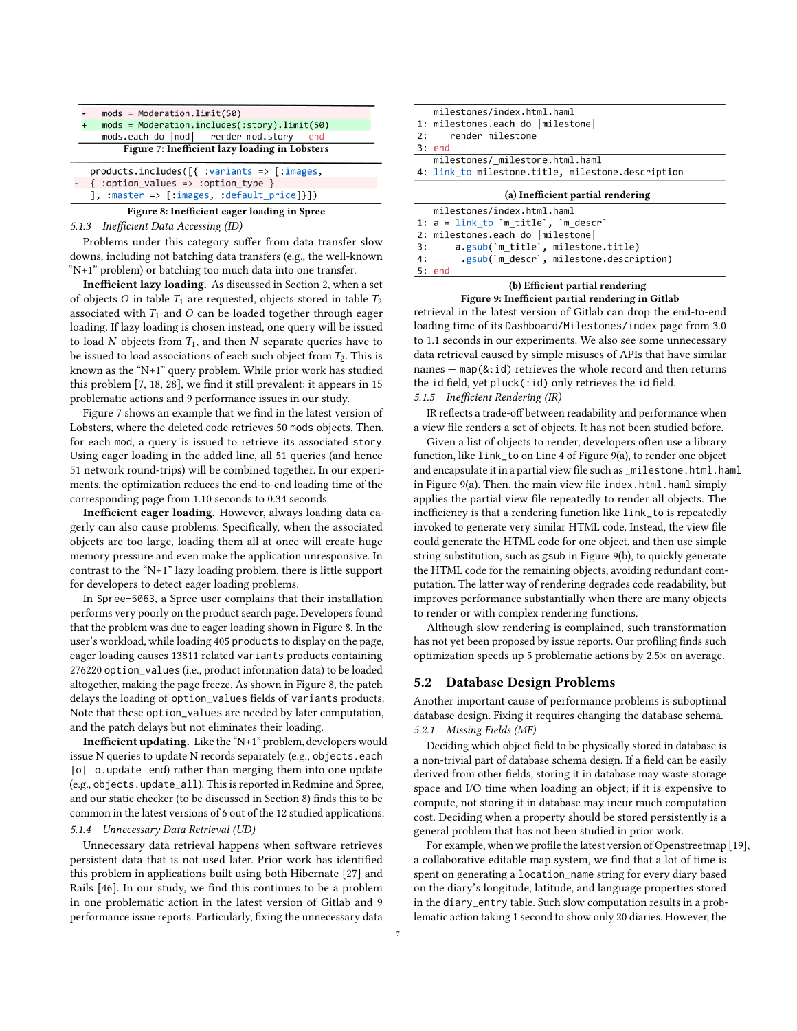```
-   mods = Moderation.limit(50)
+   mods = Moderation.includes(:story).limit(50)
    mods.each do |mod|   render mod.story   end
```

**Figure 7: Inefficient lazy loading in Lobsters**

```
  products.includes([{ :variants => [:images,
- { :option_values => :option_type }
  ], :master => [:images, :default_price]}])
```

**Figure 8: Inefficient eager loading in Spree**

### 5.1.3 *Inefficient Data Accessing (ID)*

Problems under this category suffer from data transfer slow downs, including not batching data transfers (e.g., the well-known "N+1" problem) or batching too much data into one transfer.

**Inefficient lazy loading.** As discussed in Section 2, when a set of objects $O$ in table $T_1$ are requested, objects stored in table $T_2$ associated with $T_1$ and $O$ can be loaded together through eager loading. If lazy loading is chosen instead, one query will be issued to load $N$ objects from $T_1$, and then $N$ separate queries have to be issued to load associations of each such object from $T_2$. This is known as the "N+1" query problem. While prior work has studied this problem [7, 18, 28], we find it still prevalent: it appears in 15 problematic actions and 9 performance issues in our study.

Figure 7 shows an example that we find in the latest version of Lobsters, where the deleted code retrieves 50 `mods` objects. Then, for each `mod`, a query is issued to retrieve its associated `story`. Using eager loading in the added line, all 51 queries (and hence 51 network round-trips) will be combined together. In our experiments, the optimization reduces the end-to-end loading time of the corresponding page from 1.10 seconds to 0.34 seconds.

**Inefficient eager loading.** However, always loading data eagerly can also cause problems. Specifically, when the associated objects are too large, loading them all at once will create huge memory pressure and even make the application unresponsive. In contrast to the "N+1" lazy loading problem, there is little support for developers to detect eager loading problems.

In `Spree-5063`, a Spree user complains that their installation performs very poorly on the product search page. Developers found that the problem was due to eager loading shown in Figure 8. In the user's workload, while loading 405 `products` to display on the page, eager loading causes 13811 related `variants` products containing 276220 `option_values` (i.e., product information data) to be loaded altogether, making the page freeze. As shown in Figure 8, the patch delays the loading of `option_values` fields of `variants` products. Note that these `option_values` are needed by later computation, and the patch delays but not eliminates their loading.

**Inefficient updating.** Like the "N+1" problem, developers would issue N queries to update N records separately (e.g., `objects.each |o| o.update end`) rather than merging them into one update (e.g., `objects.update_all`). This is reported in Redmine and Spree, and our static checker (to be discussed in Section 8) finds this to be common in the latest versions of 6 out of the 12 studied applications.

### 5.1.4 *Unnecessary Data Retrieval (UD)*

Unnecessary data retrieval happens when software retrieves persistent data that is not used later. Prior work has identified this problem in applications built using both Hibernate [27] and Rails [46]. In our study, we find this continues to be a problem in one problematic action in the latest version of Gitlab and 9 performance issue reports. Particularly, fixing the unnecessary data retrieval in the latest version of Gitlab can drop the end-to-end loading time of its `Dashboard/Milestones/index` page from 3.0 to 1.1 seconds in our experiments. We also see some unnecessary data retrieval caused by simple misuses of APIs that have similar names — `map(&:id)` retrieves the whole record and then returns the `id` field, yet `pluck(:id)` only retrieves the `id` field.

```
   milestones/index.html.haml
1: milestones.each do |milestone|
2:     render milestone
3: end
   milestones/_milestone.html.haml
4: link_to milestone.title, milestone.description
```

**(a) Inefficient partial rendering**

```
   milestones/index.html.haml
1: a = link_to `m_title`, `m_descr`
2: milestones.each do |milestone|
3:     a.gsub(`m_title`, milestone.title)
4:      .gsub(`m_descr`, milestone.description)
5: end
```

**(b) Efficient partial rendering**

**Figure 9: Inefficient partial rendering in Gitlab**

### 5.1.5 *Inefficient Rendering (IR)*

IR reflects a trade-off between readability and performance when a view file renders a set of objects. It has not been studied before.

Given a list of objects to render, developers often use a library function, like `link_to` on Line 4 of Figure 9(a), to render one object and encapsulate it in a partial view file such as `_milestone.html.haml` in Figure 9(a). Then, the main view file `index.html.haml` simply applies the partial view file repeatedly to render all objects. The inefficiency is that a rendering function like `link_to` is repeatedly invoked to generate very similar HTML code. Instead, the view file could generate the HTML code for one object, and then use simple string substitution, such as `gsub` in Figure 9(b), to quickly generate the HTML code for the remaining objects, avoiding redundant computation. The latter way of rendering degrades code readability, but improves performance substantially when there are many objects to render or with complex rendering functions.

Although slow rendering is complained, such transformation has not yet been proposed by issue reports. Our profiling finds such optimization speeds up 5 problematic actions by 2.5× on average.

## 5.2 Database Design Problems

Another important cause of performance problems is suboptimal database design. Fixing it requires changing the database schema.

### 5.2.1 *Missing Fields (MF)*

Deciding which object field to be physically stored in database is a non-trivial part of database schema design. If a field can be easily derived from other fields, storing it in database may waste storage space and I/O time when loading an object; if it is expensive to compute, not storing it in database may incur much computation cost. Deciding when a property should be stored persistently is a general problem that has not been studied in prior work.

For example, when we profile the latest version of Openstreetmap [19], a collaborative editable map system, we find that a lot of time is spent on generating a `location_name` string for every diary based on the diary's longitude, latitude, and language properties stored in the `diary_entry` table. Such slow computation results in a problematic action taking 1 second to show only 20 diaries. However, the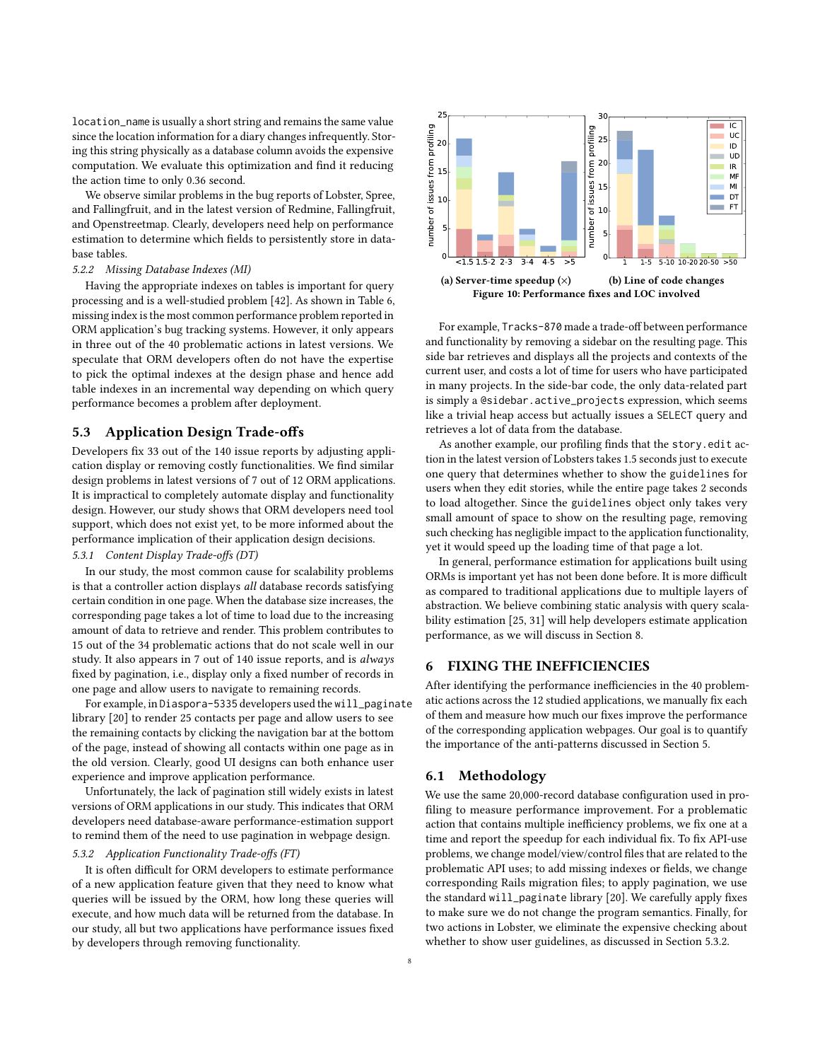location_name is usually a short string and remains the same value since the location information for a diary changes infrequently. Storing this string physically as a database column avoids the expensive computation. We evaluate this optimization and find it reducing the action time to only 0.36 second.

We observe similar problems in the bug reports of Lobster, Spree, and Fallingfruit, and in the latest version of Redmine, Fallingfruit, and Openstreetmap. Clearly, developers need help on performance estimation to determine which fields to persistently store in database tables.

#### 5.2.2 Missing Database Indexes (MI)

Having the appropriate indexes on tables is important for query processing and is a well-studied problem [42]. As shown in Table 6, missing index is the most common performance problem reported in ORM application's bug tracking systems. However, it only appears in three out of the 40 problematic actions in latest versions. We speculate that ORM developers often do not have the expertise to pick the optimal indexes at the design phase and hence add table indexes in an incremental way depending on which query performance becomes a problem after deployment.

### 5.3 Application Design Trade-offs

Developers fix 33 out of the 140 issue reports by adjusting application display or removing costly functionalities. We find similar design problems in latest versions of 7 out of 12 ORM applications. It is impractical to completely automate display and functionality design. However, our study shows that ORM developers need tool support, which does not exist yet, to be more informed about the performance implication of their application design decisions.

#### 5.3.1 Content Display Trade-offs (DT)

In our study, the most common cause for scalability problems is that a controller action displays *all* database records satisfying certain condition in one page. When the database size increases, the corresponding page takes a lot of time to load due to the increasing amount of data to retrieve and render. This problem contributes to 15 out of the 34 problematic actions that do not scale well in our study. It also appears in 7 out of 140 issue reports, and is *always* fixed by pagination, i.e., display only a fixed number of records in one page and allow users to navigate to remaining records.

For example, in Diaspora-5335 developers used the will_paginate library [20] to render 25 contacts per page and allow users to see the remaining contacts by clicking the navigation bar at the bottom of the page, instead of showing all contacts within one page as in the old version. Clearly, good UI designs can both enhance user experience and improve application performance.

Unfortunately, the lack of pagination still widely exists in latest versions of ORM applications in our study. This indicates that ORM developers need database-aware performance-estimation support to remind them of the need to use pagination in webpage design.

#### 5.3.2 Application Functionality Trade-offs (FT)

It is often difficult for ORM developers to estimate performance of a new application feature given that they need to know what queries will be issued by the ORM, how long these queries will execute, and how much data will be returned from the database. In our study, all but two applications have performance issues fixed by developers through removing functionality.

**(a) Server-time speedup (×)** **(b) Line of code changes**

**Figure 10: Performance fixes and LOC involved**

For example, Tracks-870 made a trade-off between performance and functionality by removing a sidebar on the resulting page. This side bar retrieves and displays all the projects and contexts of the current user, and costs a lot of time for users who have participated in many projects. In the side-bar code, the only data-related part is simply a @sidebar.active_projects expression, which seems like a trivial heap access but actually issues a SELECT query and retrieves a lot of data from the database.

As another example, our profiling finds that the story.edit action in the latest version of Lobsters takes 1.5 seconds just to execute one query that determines whether to show the guidelines for users when they edit stories, while the entire page takes 2 seconds to load altogether. Since the guidelines object only takes very small amount of space to show on the resulting page, removing such checking has negligible impact to the application functionality, yet it would speed up the loading time of that page a lot.

In general, performance estimation for applications built using ORMs is important yet has not been done before. It is more difficult as compared to traditional applications due to multiple layers of abstraction. We believe combining static analysis with query scalability estimation [25, 31] will help developers estimate application performance, as we will discuss in Section 8.

## 6 FIXING THE INEFFICIENCIES

After identifying the performance inefficiencies in the 40 problematic actions across the 12 studied applications, we manually fix each of them and measure how much our fixes improve the performance of the corresponding application webpages. Our goal is to quantify the importance of the anti-patterns discussed in Section 5.

### 6.1 Methodology

We use the same 20,000-record database configuration used in profiling to measure performance improvement. For a problematic action that contains multiple inefficiency problems, we fix one at a time and report the speedup for each individual fix. To fix API-use problems, we change model/view/control files that are related to the problematic API uses; to add missing indexes or fields, we change corresponding Rails migration files; to apply pagination, we use the standard will_paginate library [20]. We carefully apply fixes to make sure we do not change the program semantics. Finally, for two actions in Lobster, we eliminate the expensive checking about whether to show user guidelines, as discussed in Section 5.3.2.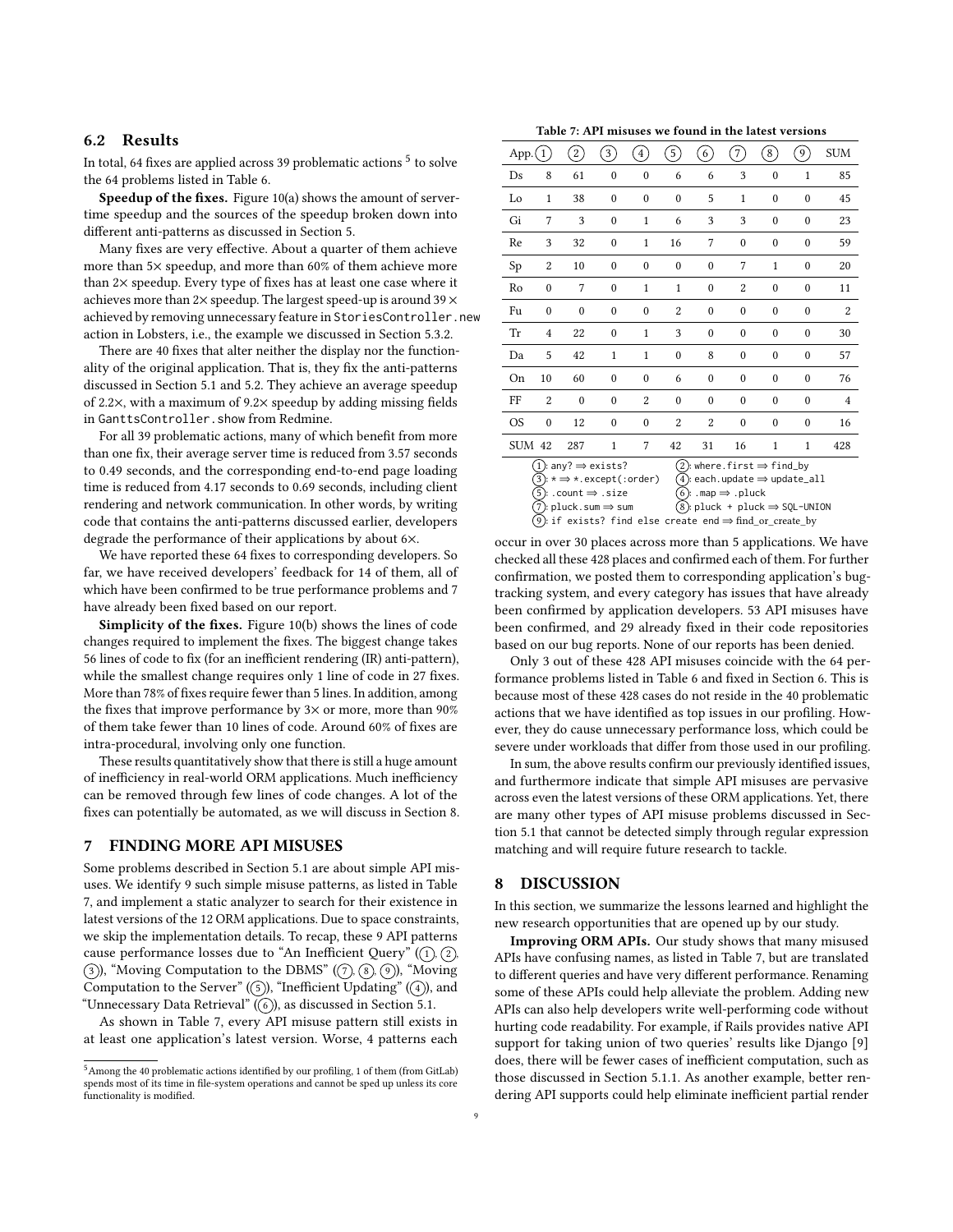## 6.2 Results

In total, 64 fixes are applied across 39 problematic actions [5] to solve the 64 problems listed in Table 6.

**Speedup of the fixes.** Figure 10(a) shows the amount of server-time speedup and the sources of the speedup broken down into different anti-patterns as discussed in Section 5.

Many fixes are very effective. About a quarter of them achieve more than 5× speedup, and more than 60% of them achieve more than 2× speedup. Every type of fixes has at least one case where it achieves more than 2× speedup. The largest speed-up is around 39 × achieved by removing unnecessary feature in `StoriesController.new` action in Lobsters, i.e., the example we discussed in Section 5.3.2.

There are 40 fixes that alter neither the display nor the functionality of the original application. That is, they fix the anti-patterns discussed in Section 5.1 and 5.2. They achieve an average speedup of 2.2×, with a maximum of 9.2× speedup by adding missing fields in `GanttsController.show` from Redmine.

For all 39 problematic actions, many of which benefit from more than one fix, their average server time is reduced from 3.57 seconds to 0.49 seconds, and the corresponding end-to-end page loading time is reduced from 4.17 seconds to 0.69 seconds, including client rendering and network communication. In other words, by writing code that contains the anti-patterns discussed earlier, developers degrade the performance of their applications by about 6×.

We have reported these 64 fixes to corresponding developers. So far, we have received developers' feedback for 14 of them, all of which have been confirmed to be true performance problems and 7 have already been fixed based on our report.

**Simplicity of the fixes.** Figure 10(b) shows the lines of code changes required to implement the fixes. The biggest change takes 56 lines of code to fix (for an inefficient rendering (IR) anti-pattern), while the smallest change requires only 1 line of code in 27 fixes. More than 78% of fixes require fewer than 5 lines. In addition, among the fixes that improve performance by 3× or more, more than 90% of them take fewer than 10 lines of code. Around 60% of fixes are intra-procedural, involving only one function.

These results quantitatively show that there is still a huge amount of inefficiency in real-world ORM applications. Much inefficiency can be removed through few lines of code changes. A lot of the fixes can potentially be automated, as we will discuss in Section 8.

## 7 FINDING MORE API MISUSES

Some problems described in Section 5.1 are about simple API misuses. We identify 9 such simple misuse patterns, as listed in Table 7, and implement a static analyzer to search for their existence in latest versions of the 12 ORM applications. Due to space constraints, we skip the implementation details. To recap, these 9 API patterns cause performance losses due to "An Inefficient Query" (①, ②, ③), "Moving Computation to the DBMS" (⑦, ⑧, ⑨), "Moving Computation to the Server" (⑤), "Inefficient Updating" (④), and "Unnecessary Data Retrieval" (⑥), as discussed in Section 5.1.

As shown in Table 7, every API misuse pattern still exists in at least one application's latest version. Worse, 4 patterns each occur in over 30 places across more than 5 applications. We have checked all these 428 places and confirmed each of them. For further confirmation, we posted them to corresponding application's bug-tracking system, and every category has issues that have already been confirmed by application developers. 53 API misuses have been confirmed, and 29 already fixed in their code repositories based on our bug reports. None of our reports has been denied.

Table 7: API misuses we found in the latest versions

| App. | ① | ② | ③ | ④ | ⑤ | ⑥ | ⑦ | ⑧ | ⑨ | SUM |
|---|---|---|---|---|---|---|---|---|---|---|
| Ds | 8 | 61 | 0 | 0 | 6 | 6 | 3 | 0 | 1 | 85 |
| Lo | 1 | 38 | 0 | 0 | 0 | 5 | 1 | 0 | 0 | 45 |
| Gi | 7 | 3 | 0 | 1 | 6 | 3 | 3 | 0 | 0 | 23 |
| Re | 3 | 32 | 0 | 1 | 16 | 7 | 0 | 0 | 0 | 59 |
| Sp | 2 | 10 | 0 | 0 | 0 | 0 | 7 | 1 | 0 | 20 |
| Ro | 0 | 7 | 0 | 1 | 1 | 0 | 2 | 0 | 0 | 11 |
| Fu | 0 | 0 | 0 | 0 | 2 | 0 | 0 | 0 | 0 | 2 |
| Tr | 4 | 22 | 0 | 1 | 3 | 0 | 0 | 0 | 0 | 30 |
| Da | 5 | 42 | 1 | 1 | 0 | 8 | 0 | 0 | 0 | 57 |
| On | 10 | 60 | 0 | 0 | 6 | 0 | 0 | 0 | 0 | 76 |
| FF | 2 | 0 | 0 | 2 | 0 | 0 | 0 | 0 | 0 | 4 |
| OS | 0 | 12 | 0 | 0 | 2 | 2 | 0 | 0 | 0 | 16 |
| SUM | 42 | 287 | 1 | 7 | 42 | 31 | 16 | 1 | 1 | 428 |

①: `any?` ⇒ `exists?` ②: `where.first` ⇒ `find_by`
③: `*` ⇒ `*.except(:order)` ④: `each.update` ⇒ `update_all`
⑤: `.count` ⇒ `.size` ⑥: `.map` ⇒ `.pluck`
⑦: `pluck.sum` ⇒ `sum` ⑧: `pluck + pluck` ⇒ `SQL-UNION`
⑨: `if exists? find else create end` ⇒ `find_or_create_by`

Only 3 out of these 428 API misuses coincide with the 64 performance problems listed in Table 6 and fixed in Section 6. This is because most of these 428 cases do not reside in the 40 problematic actions that we have identified as top issues in our profiling. However, they do cause unnecessary performance loss, which could be severe under workloads that differ from those used in our profiling.

In sum, the above results confirm our previously identified issues, and furthermore indicate that simple API misuses are pervasive across even the latest versions of these ORM applications. Yet, there are many other types of API misuse problems discussed in Section 5.1 that cannot be detected simply through regular expression matching and will require future research to tackle.

## 8 DISCUSSION

In this section, we summarize the lessons learned and highlight the new research opportunities that are opened up by our study.

**Improving ORM APIs.** Our study shows that many misused APIs have confusing names, as listed in Table 7, but are translated to different queries and have very different performance. Renaming some of these APIs could help alleviate the problem. Adding new APIs can also help developers write well-performing code without hurting code readability. For example, if Rails provides native API support for taking union of two queries' results like Django [9] does, there will be fewer cases of inefficient computation, such as those discussed in Section 5.1.1. As another example, better rendering API supports could help eliminate inefficient partial render

[5] Among the 40 problematic actions identified by our profiling, 1 of them (from GitLab) spends most of its time in file-system operations and cannot be sped up unless its core functionality is modified.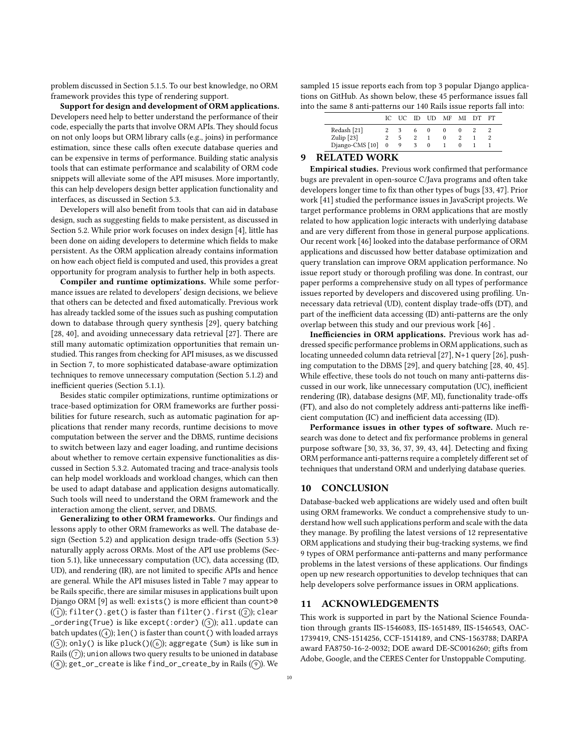problem discussed in Section 5.1.5. To our best knowledge, no ORM framework provides this type of rendering support.

**Support for design and development of ORM applications.** Developers need help to better understand the performance of their code, especially the parts that involve ORM APIs. They should focus on not only loops but ORM library calls (e.g., joins) in performance estimation, since these calls often execute database queries and can be expensive in terms of performance. Building static analysis tools that can estimate performance and scalability of ORM code snippets will alleviate some of the API misuses. More importantly, this can help developers design better application functionality and interfaces, as discussed in Section 5.3.

Developers will also benefit from tools that can aid in database design, such as suggesting fields to make persistent, as discussed in Section 5.2. While prior work focuses on index design [4], little has been done on aiding developers to determine which fields to make persistent. As the ORM application already contains information on how each object field is computed and used, this provides a great opportunity for program analysis to further help in both aspects.

**Compiler and runtime optimizations.** While some performance issues are related to developers' design decisions, we believe that others can be detected and fixed automatically. Previous work has already tackled some of the issues such as pushing computation down to database through query synthesis [29], query batching [28, 40], and avoiding unnecessary data retrieval [27]. There are still many automatic optimization opportunities that remain unstudied. This ranges from checking for API misuses, as we discussed in Section 7, to more sophisticated database-aware optimization techniques to remove unnecessary computation (Section 5.1.2) and inefficient queries (Section 5.1.1).

Besides static compiler optimizations, runtime optimizations or trace-based optimization for ORM frameworks are further possibilities for future research, such as automatic pagination for applications that render many records, runtime decisions to move computation between the server and the DBMS, runtime decisions to switch between lazy and eager loading, and runtime decisions about whether to remove certain expensive functionalities as discussed in Section 5.3.2. Automated tracing and trace-analysis tools can help model workloads and workload changes, which can then be used to adapt database and application designs automatically. Such tools will need to understand the ORM framework and the interaction among the client, server, and DBMS.

**Generalizing to other ORM frameworks.** Our findings and lessons apply to other ORM frameworks as well. The database design (Section 5.2) and application design trade-offs (Section 5.3) naturally apply across ORMs. Most of the API use problems (Section 5.1), like unnecessary computation (UC), data accessing (ID, UD), and rendering (IR), are not limited to specific APIs and hence are general. While the API misuses listed in Table 7 may appear to be Rails specific, there are similar misuses in applications built upon Django ORM [9] as well: `exists()` is more efficient than `count>0` (1); `filter().get()` is faster than `filter().first` (2); `clear_ordering(True)` is like `except(:order)` (3); `all.update` can batch updates (4); `len()` is faster than `count()` with loaded arrays (5); `only()` is like `pluck()`(6); `aggregate (Sum)` is like `sum` in Rails (7); `union` allows two query results to be unioned in database (8); `get_or_create` is like `find_or_create_by` in Rails (9). We sampled 15 issue reports each from top 3 popular Django applications on GitHub. As shown below, these 45 performance issues fall into the same 8 anti-patterns our 140 Rails issue reports fall into:

| | IC | UC | ID | UD | MF | MI | DT | FT |
|---|---|---|---|---|---|---|---|---|
| Redash [21] | 2 | 3 | 6 | 0 | 0 | 0 | 2 | 2 |
| Zulip [23] | 2 | 5 | 2 | 1 | 0 | 2 | 1 | 2 |
| Django-CMS [10] | 0 | 9 | 3 | 0 | 1 | 0 | 1 | 1 |

## 9 RELATED WORK

**Empirical studies.** Previous work confirmed that performance bugs are prevalent in open-source C/Java programs and often take developers longer time to fix than other types of bugs [33, 47]. Prior work [41] studied the performance issues in JavaScript projects. We target performance problems in ORM applications that are mostly related to how application logic interacts with underlying database and are very different from those in general purpose applications. Our recent work [46] looked into the database performance of ORM applications and discussed how better database optimization and query translation can improve ORM application performance. No issue report study or thorough profiling was done. In contrast, our paper performs a comprehensive study on all types of performance issues reported by developers and discovered using profiling. Unnecessary data retrieval (UD), content display trade-offs (DT), and part of the inefficient data accessing (ID) anti-patterns are the only overlap between this study and our previous work [46] .

**Inefficiencies in ORM applications.** Previous work has addressed specific performance problems in ORM applications, such as locating unneeded column data retrieval [27], N+1 query [26], pushing computation to the DBMS [29], and query batching [28, 40, 45]. While effective, these tools do not touch on many anti-patterns discussed in our work, like unnecessary computation (UC), inefficient rendering (IR), database designs (MF, MI), functionality trade-offs (FT), and also do not completely address anti-patterns like inefficient computation (IC) and inefficient data accessing (ID).

**Performance issues in other types of software.** Much research was done to detect and fix performance problems in general purpose software [30, 33, 36, 37, 39, 43, 44]. Detecting and fixing ORM performance anti-patterns require a completely different set of techniques that understand ORM and underlying database queries.

## 10 CONCLUSION

Database-backed web applications are widely used and often built using ORM frameworks. We conduct a comprehensive study to understand how well such applications perform and scale with the data they manage. By profiling the latest versions of 12 representative ORM applications and studying their bug-tracking systems, we find 9 types of ORM performance anti-patterns and many performance problems in the latest versions of these applications. Our findings open up new research opportunities to develop techniques that can help developers solve performance issues in ORM applications.

## 11 ACKNOWLEDGEMENTS

This work is supported in part by the National Science Foundation through grants IIS-1546083, IIS-1651489, IIS-1546543, OAC-1739419, CNS-1514256, CCF-1514189, and CNS-1563788; DARPA award FA8750-16-2-0032; DOE award DE-SC0016260; gifts from Adobe, Google, and the CERES Center for Unstoppable Computing.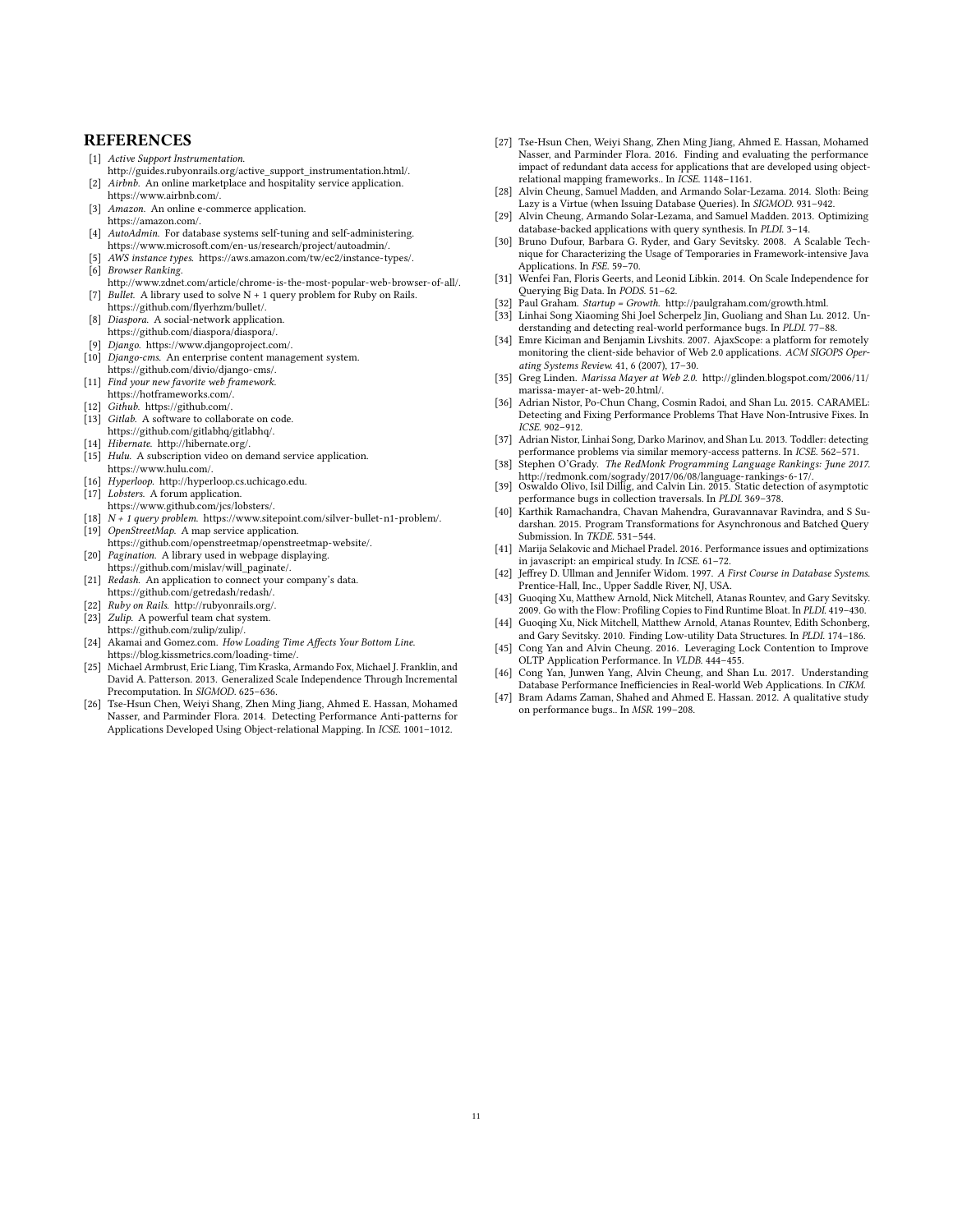## REFERENCES

[1] *Active Support Instrumentation.* http://guides.rubyonrails.org/active_support_instrumentation.html/.
[2] *Airbnb.* An online marketplace and hospitality service application. https://www.airbnb.com/.
[3] *Amazon.* An online e-commerce application. https://amazon.com/.
[4] *AutoAdmin.* For database systems self-tuning and self-administering. https://www.microsoft.com/en-us/research/project/autoadmin/.
[5] *AWS instance types.* https://aws.amazon.com/tw/ec2/instance-types/.
[6] *Browser Ranking.* http://www.zdnet.com/article/chrome-is-the-most-popular-web-browser-of-all/.
[7] *Bullet.* A library used to solve N + 1 query problem for Ruby on Rails. https://github.com/flyerhzm/bullet/.
[8] *Diaspora.* A social-network application. https://github.com/diaspora/diaspora/.
[9] *Django.* https://www.djangoproject.com/.
[10] *Django-cms.* An enterprise content management system. https://github.com/divio/django-cms/.
[11] *Find your new favorite web framework.* https://hotframeworks.com/.
[12] *Github.* https://github.com/.
[13] *Gitlab.* A software to collaborate on code. https://github.com/gitlabhq/gitlabhq/.
[14] *Hibernate.* http://hibernate.org/.
[15] *Hulu.* A subscription video on demand service application. https://www.hulu.com/.
[16] *Hyperloop.* http://hyperloop.cs.uchicago.edu.
[17] *Lobsters.* A forum application. https://www.github.com/jcs/lobsters/.
[18] *N + 1 query problem.* https://www.sitepoint.com/silver-bullet-n1-problem/.
[19] *OpenStreetMap.* A map service application. https://github.com/openstreetmap/openstreetmap-website/.
[20] *Pagination.* A library used in webpage displaying. https://github.com/mislav/will_paginate/.
[21] *Redash.* An application to connect your company's data. https://github.com/getredash/redash/.
[22] *Ruby on Rails.* http://rubyonrails.org/.
[23] *Zulip.* A powerful team chat system. https://github.com/zulip/zulip/.
[24] Akamai and Gomez.com. *How Loading Time Affects Your Bottom Line.* https://blog.kissmetrics.com/loading-time/.
[25] Michael Armbrust, Eric Liang, Tim Kraska, Armando Fox, Michael J. Franklin, and David A. Patterson. 2013. Generalized Scale Independence Through Incremental Precomputation. In *SIGMOD.* 625–636.
[26] Tse-Hsun Chen, Weiyi Shang, Zhen Ming Jiang, Ahmed E. Hassan, Mohamed Nasser, and Parminder Flora. 2014. Detecting Performance Anti-patterns for Applications Developed Using Object-relational Mapping. In *ICSE.* 1001–1012.
[27] Tse-Hsun Chen, Weiyi Shang, Zhen Ming Jiang, Ahmed E. Hassan, Mohamed Nasser, and Parminder Flora. 2016. Finding and evaluating the performance impact of redundant data access for applications that are developed using object-relational mapping frameworks.. In *ICSE.* 1148–1161.
[28] Alvin Cheung, Samuel Madden, and Armando Solar-Lezama. 2014. Sloth: Being Lazy is a Virtue (when Issuing Database Queries). In *SIGMOD.* 931–942.
[29] Alvin Cheung, Armando Solar-Lezama, and Samuel Madden. 2013. Optimizing database-backed applications with query synthesis. In *PLDI.* 3–14.
[30] Bruno Dufour, Barbara G. Ryder, and Gary Sevitsky. 2008. A Scalable Technique for Characterizing the Usage of Temporaries in Framework-intensive Java Applications. In *FSE.* 59–70.
[31] Wenfei Fan, Floris Geerts, and Leonid Libkin. 2014. On Scale Independence for Querying Big Data. In *PODS.* 51–62.
[32] Paul Graham. *Startup = Growth.* http://paulgraham.com/growth.html.
[33] Linhai Song Xiaoming Shi Joel Scherpelz Jin, Guoliang and Shan Lu. 2012. Understanding and detecting real-world performance bugs. In *PLDI.* 77–88.
[34] Emre Kiciman and Benjamin Livshits. 2007. AjaxScope: a platform for remotely monitoring the client-side behavior of Web 2.0 applications. *ACM SIGOPS Operating Systems Review.* 41, 6 (2007), 17–30.
[35] Greg Linden. *Marissa Mayer at Web 2.0.* http://glinden.blogspot.com/2006/11/marissa-mayer-at-web-20.html/.
[36] Adrian Nistor, Po-Chun Chang, Cosmin Radoi, and Shan Lu. 2015. CARAMEL: Detecting and Fixing Performance Problems That Have Non-Intrusive Fixes. In *ICSE.* 902–912.
[37] Adrian Nistor, Linhai Song, Darko Marinov, and Shan Lu. 2013. Toddler: detecting performance problems via similar memory-access patterns. In *ICSE.* 562–571.
[38] Stephen O'Grady. *The RedMonk Programming Language Rankings: June 2017.* http://redmonk.com/sogrady/2017/06/08/language-rankings-6-17/.
[39] Oswaldo Olivo, Isil Dillig, and Calvin Lin. 2015. Static detection of asymptotic performance bugs in collection traversals. In *PLDI.* 369–378.
[40] Karthik Ramachandra, Chavan Mahendra, Guravannavar Ravindra, and S Sudarshan. 2015. Program Transformations for Asynchronous and Batched Query Submission. In *TKDE.* 531–544.
[41] Marija Selakovic and Michael Pradel. 2016. Performance issues and optimizations in javascript: an empirical study. In *ICSE.* 61–72.
[42] Jeffrey D. Ullman and Jennifer Widom. 1997. *A First Course in Database Systems.* Prentice-Hall, Inc., Upper Saddle River, NJ, USA.
[43] Guoqing Xu, Matthew Arnold, Nick Mitchell, Atanas Rountev, and Gary Sevitsky. 2009. Go with the Flow: Profiling Copies to Find Runtime Bloat. In *PLDI.* 419–430.
[44] Guoqing Xu, Nick Mitchell, Matthew Arnold, Atanas Rountev, Edith Schonberg, and Gary Sevitsky. 2010. Finding Low-utility Data Structures. In *PLDI.* 174–186.
[45] Cong Yan and Alvin Cheung. 2016. Leveraging Lock Contention to Improve OLTP Application Performance. In *VLDB.* 444–455.
[46] Cong Yan, Junwen Yang, Alvin Cheung, and Shan Lu. 2017. Understanding Database Performance Inefficiencies in Real-world Web Applications. In *CIKM.*
[47] Bram Adams Zaman, Shahed and Ahmed E. Hassan. 2012. A qualitative study on performance bugs.. In *MSR.* 199–208.